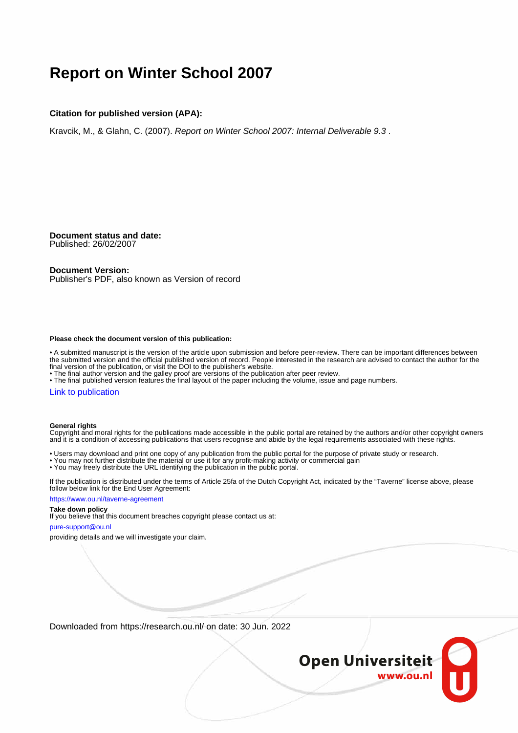# Report on Winter School 2007

**Citation for published version (APA):**

Kravcik, M., & Glahn, C. (2007). *Report on Winter School 2007: Internal Deliverable 9.3* .

**Document status and date:**
Published: 26/02/2007

**Document Version:**
Publisher's PDF, also known as Version of record

**Please check the document version of this publication:**

• A submitted manuscript is the version of the article upon submission and before peer-review. There can be important differences between the submitted version and the official published version of record. People interested in the research are advised to contact the author for the final version of the publication, or visit the DOI to the publisher's website.
• The final author version and the galley proof are versions of the publication after peer review.
• The final published version features the final layout of the paper including the volume, issue and page numbers.

Link to publication

**General rights**
Copyright and moral rights for the publications made accessible in the public portal are retained by the authors and/or other copyright owners and it is a condition of accessing publications that users recognise and abide by the legal requirements associated with these rights.

• Users may download and print one copy of any publication from the public portal for the purpose of private study or research.
• You may not further distribute the material or use it for any profit-making activity or commercial gain
• You may freely distribute the URL identifying the publication in the public portal.

If the publication is distributed under the terms of Article 25fa of the Dutch Copyright Act, indicated by the "Taverne" license above, please follow below link for the End User Agreement:

https://www.ou.nl/taverne-agreement

**Take down policy**
If you believe that this document breaches copyright please contact us at:

pure-support@ou.nl

providing details and we will investigate your claim.

Downloaded from https://research.ou.nl/ on date: 30 Jun. 2022

Open Universiteit
www.ou.nl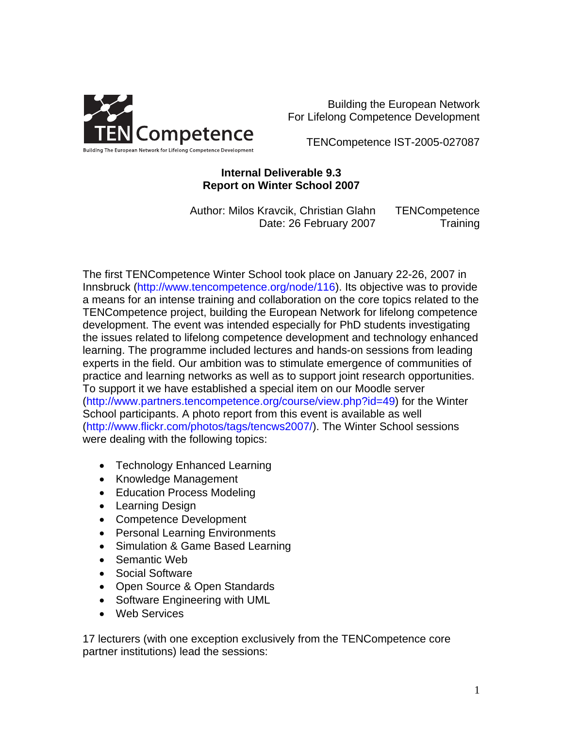Building the European Network
For Lifelong Competence Development

TENCompetence IST-2005-027087

**Internal Deliverable 9.3**
**Report on Winter School 2007**

Author: Milos Kravcik, Christian Glahn
Date: 26 February 2007

TENCompetence
Training

The first TENCompetence Winter School took place on January 22-26, 2007 in Innsbruck (http://www.tencompetence.org/node/116). Its objective was to provide a means for an intense training and collaboration on the core topics related to the TENCompetence project, building the European Network for lifelong competence development. The event was intended especially for PhD students investigating the issues related to lifelong competence development and technology enhanced learning. The programme included lectures and hands-on sessions from leading experts in the field. Our ambition was to stimulate emergence of communities of practice and learning networks as well as to support joint research opportunities. To support it we have established a special item on our Moodle server (http://www.partners.tencompetence.org/course/view.php?id=49) for the Winter School participants. A photo report from this event is available as well (http://www.flickr.com/photos/tags/tencws2007/). The Winter School sessions were dealing with the following topics:

- Technology Enhanced Learning
- Knowledge Management
- Education Process Modeling
- Learning Design
- Competence Development
- Personal Learning Environments
- Simulation & Game Based Learning
- Semantic Web
- Social Software
- Open Source & Open Standards
- Software Engineering with UML
- Web Services

17 lecturers (with one exception exclusively from the TENCompetence core partner institutions) lead the sessions: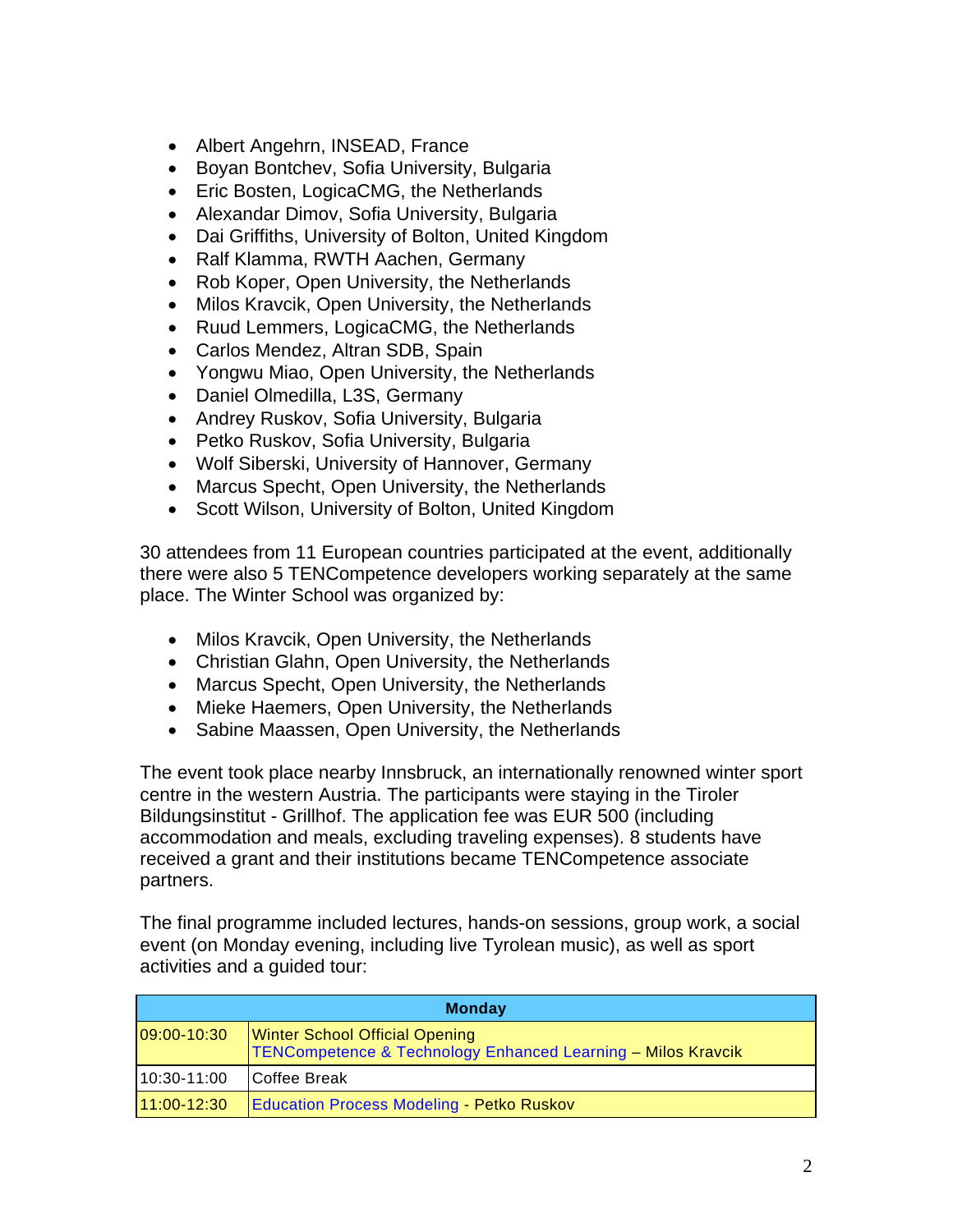- Albert Angehrn, INSEAD, France
- Boyan Bontchev, Sofia University, Bulgaria
- Eric Bosten, LogicaCMG, the Netherlands
- Alexandar Dimov, Sofia University, Bulgaria
- Dai Griffiths, University of Bolton, United Kingdom
- Ralf Klamma, RWTH Aachen, Germany
- Rob Koper, Open University, the Netherlands
- Milos Kravcik, Open University, the Netherlands
- Ruud Lemmers, LogicaCMG, the Netherlands
- Carlos Mendez, Altran SDB, Spain
- Yongwu Miao, Open University, the Netherlands
- Daniel Olmedilla, L3S, Germany
- Andrey Ruskov, Sofia University, Bulgaria
- Petko Ruskov, Sofia University, Bulgaria
- Wolf Siberski, University of Hannover, Germany
- Marcus Specht, Open University, the Netherlands
- Scott Wilson, University of Bolton, United Kingdom

30 attendees from 11 European countries participated at the event, additionally there were also 5 TENCompetence developers working separately at the same place. The Winter School was organized by:

- Milos Kravcik, Open University, the Netherlands
- Christian Glahn, Open University, the Netherlands
- Marcus Specht, Open University, the Netherlands
- Mieke Haemers, Open University, the Netherlands
- Sabine Maassen, Open University, the Netherlands

The event took place nearby Innsbruck, an internationally renowned winter sport centre in the western Austria. The participants were staying in the Tiroler Bildungsinstitut - Grillhof. The application fee was EUR 500 (including accommodation and meals, excluding traveling expenses). 8 students have received a grant and their institutions became TENCompetence associate partners.

The final programme included lectures, hands-on sessions, group work, a social event (on Monday evening, including live Tyrolean music), as well as sport activities and a guided tour:

| **Monday** | |
|---|---|
| 09:00-10:30 | Winter School Official Opening<br>TENCompetence & Technology Enhanced Learning – Milos Kravcik |
| 10:30-11:00 | Coffee Break |
| 11:00-12:30 | Education Process Modeling - Petko Ruskov |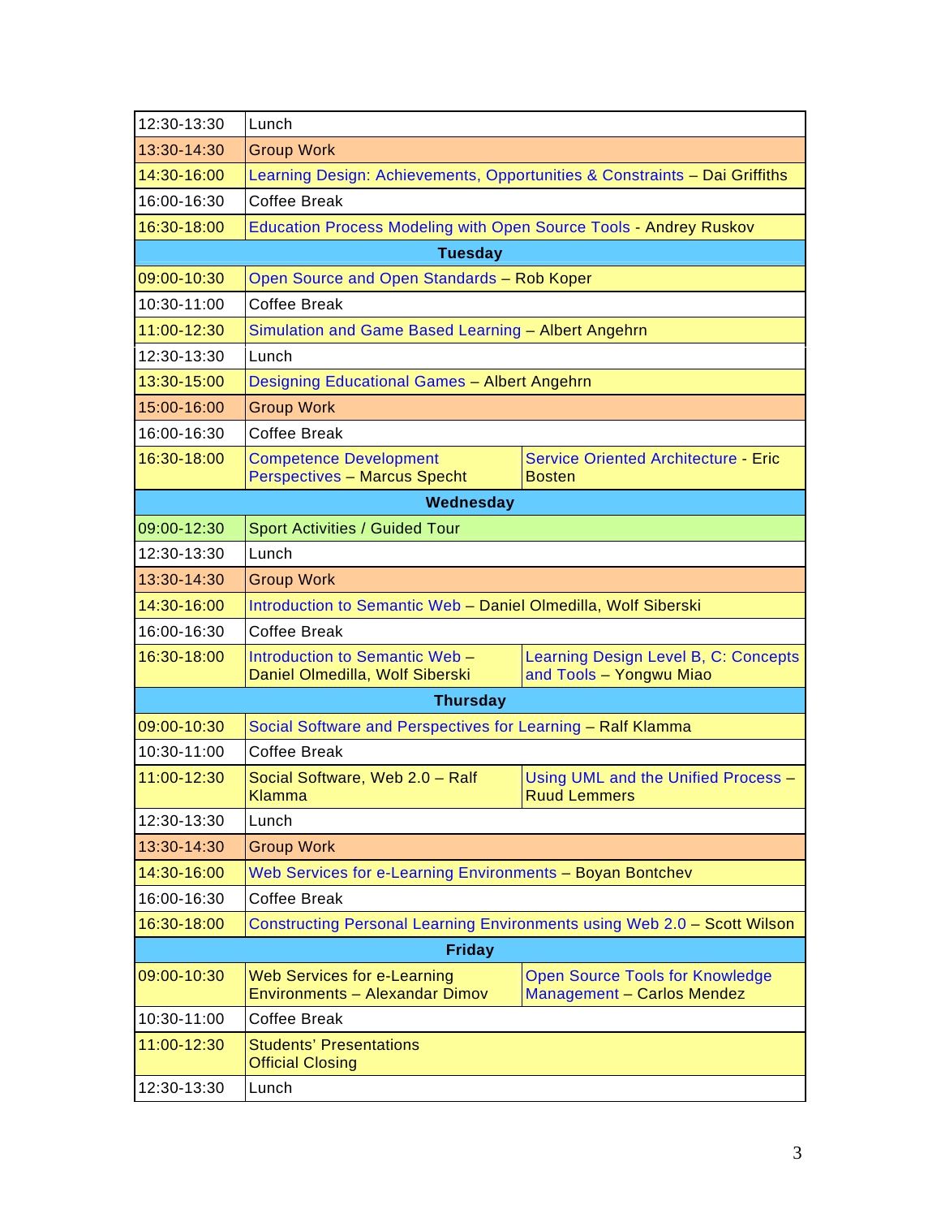| 12:30-13:30 | Lunch | |
|---|---|---|
| 13:30-14:30 | Group Work | |
| 14:30-16:00 | Learning Design: Achievements, Opportunities & Constraints – Dai Griffiths | |
| 16:00-16:30 | Coffee Break | |
| 16:30-18:00 | Education Process Modeling with Open Source Tools - Andrey Ruskov | |
| **Tuesday** | | |
| 09:00-10:30 | Open Source and Open Standards – Rob Koper | |
| 10:30-11:00 | Coffee Break | |
| 11:00-12:30 | Simulation and Game Based Learning – Albert Angehrn | |
| 12:30-13:30 | Lunch | |
| 13:30-15:00 | Designing Educational Games – Albert Angehrn | |
| 15:00-16:00 | Group Work | |
| 16:00-16:30 | Coffee Break | |
| 16:30-18:00 | Competence Development Perspectives – Marcus Specht | Service Oriented Architecture - Eric Bosten |
| **Wednesday** | | |
| 09:00-12:30 | Sport Activities / Guided Tour | |
| 12:30-13:30 | Lunch | |
| 13:30-14:30 | Group Work | |
| 14:30-16:00 | Introduction to Semantic Web – Daniel Olmedilla, Wolf Siberski | |
| 16:00-16:30 | Coffee Break | |
| 16:30-18:00 | Introduction to Semantic Web – Daniel Olmedilla, Wolf Siberski | Learning Design Level B, C: Concepts and Tools – Yongwu Miao |
| **Thursday** | | |
| 09:00-10:30 | Social Software and Perspectives for Learning – Ralf Klamma | |
| 10:30-11:00 | Coffee Break | |
| 11:00-12:30 | Social Software, Web 2.0 – Ralf Klamma | Using UML and the Unified Process – Ruud Lemmers |
| 12:30-13:30 | Lunch | |
| 13:30-14:30 | Group Work | |
| 14:30-16:00 | Web Services for e-Learning Environments – Boyan Bontchev | |
| 16:00-16:30 | Coffee Break | |
| 16:30-18:00 | Constructing Personal Learning Environments using Web 2.0 – Scott Wilson | |
| **Friday** | | |
| 09:00-10:30 | Web Services for e-Learning Environments – Alexandar Dimov | Open Source Tools for Knowledge Management – Carlos Mendez |
| 10:30-11:00 | Coffee Break | |
| 11:00-12:30 | Students' Presentations<br>Official Closing | |
| 12:30-13:30 | Lunch | |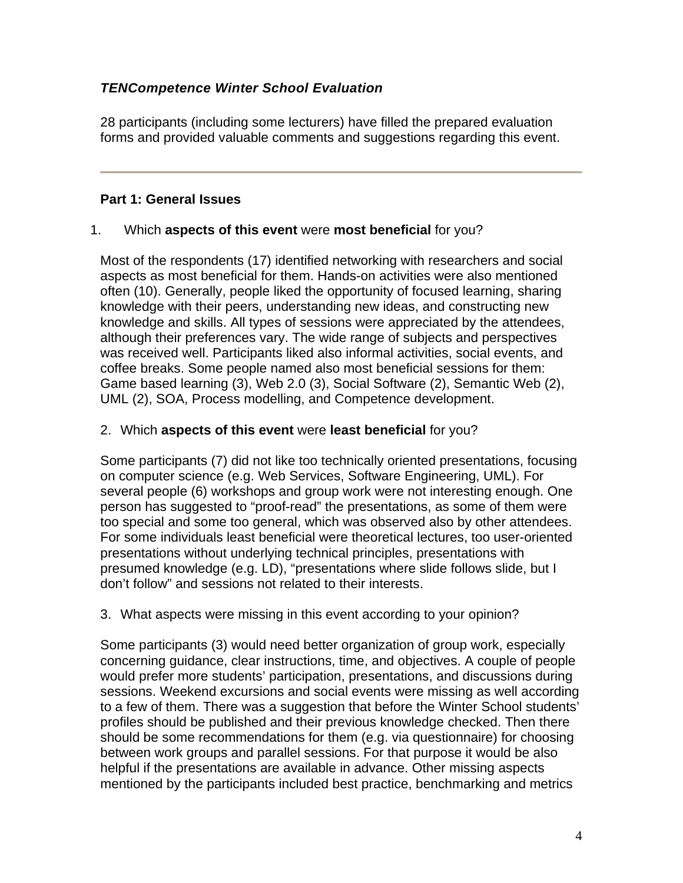***TENCompetence Winter School Evaluation***

28 participants (including some lecturers) have filled the prepared evaluation forms and provided valuable comments and suggestions regarding this event.

---

**Part 1: General Issues**

1. Which **aspects of this event** were **most beneficial** for you?

Most of the respondents (17) identified networking with researchers and social aspects as most beneficial for them. Hands-on activities were also mentioned often (10). Generally, people liked the opportunity of focused learning, sharing knowledge with their peers, understanding new ideas, and constructing new knowledge and skills. All types of sessions were appreciated by the attendees, although their preferences vary. The wide range of subjects and perspectives was received well. Participants liked also informal activities, social events, and coffee breaks. Some people named also most beneficial sessions for them: Game based learning (3), Web 2.0 (3), Social Software (2), Semantic Web (2), UML (2), SOA, Process modelling, and Competence development.

2. Which **aspects of this event** were **least beneficial** for you?

Some participants (7) did not like too technically oriented presentations, focusing on computer science (e.g. Web Services, Software Engineering, UML). For several people (6) workshops and group work were not interesting enough. One person has suggested to "proof-read" the presentations, as some of them were too special and some too general, which was observed also by other attendees. For some individuals least beneficial were theoretical lectures, too user-oriented presentations without underlying technical principles, presentations with presumed knowledge (e.g. LD), "presentations where slide follows slide, but I don't follow" and sessions not related to their interests.

3. What aspects were missing in this event according to your opinion?

Some participants (3) would need better organization of group work, especially concerning guidance, clear instructions, time, and objectives. A couple of people would prefer more students' participation, presentations, and discussions during sessions. Weekend excursions and social events were missing as well according to a few of them. There was a suggestion that before the Winter School students' profiles should be published and their previous knowledge checked. Then there should be some recommendations for them (e.g. via questionnaire) for choosing between work groups and parallel sessions. For that purpose it would be also helpful if the presentations are available in advance. Other missing aspects mentioned by the participants included best practice, benchmarking and metrics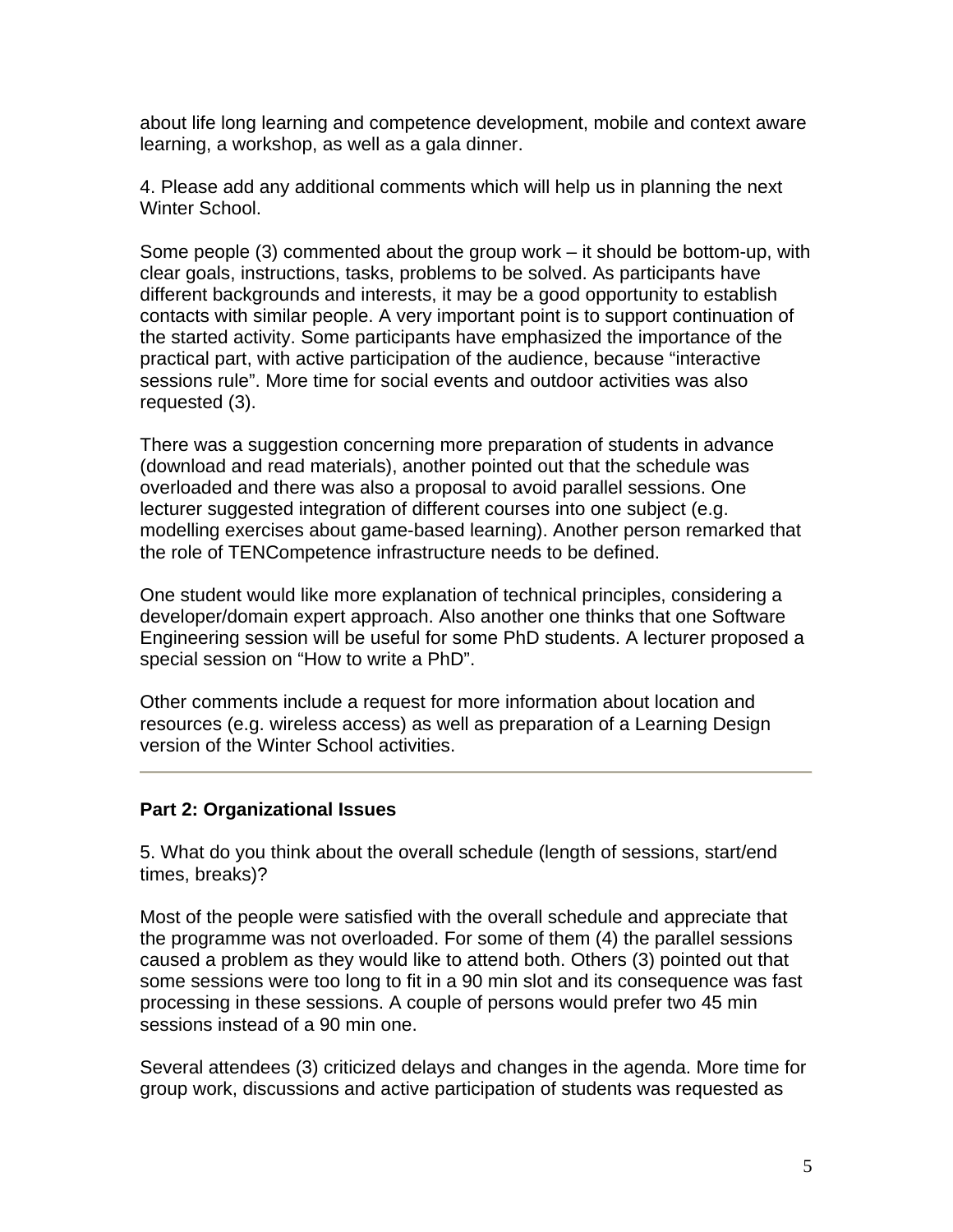about life long learning and competence development, mobile and context aware learning, a workshop, as well as a gala dinner.

4. Please add any additional comments which will help us in planning the next Winter School.

Some people (3) commented about the group work – it should be bottom-up, with clear goals, instructions, tasks, problems to be solved. As participants have different backgrounds and interests, it may be a good opportunity to establish contacts with similar people. A very important point is to support continuation of the started activity. Some participants have emphasized the importance of the practical part, with active participation of the audience, because "interactive sessions rule". More time for social events and outdoor activities was also requested (3).

There was a suggestion concerning more preparation of students in advance (download and read materials), another pointed out that the schedule was overloaded and there was also a proposal to avoid parallel sessions. One lecturer suggested integration of different courses into one subject (e.g. modelling exercises about game-based learning). Another person remarked that the role of TENCompetence infrastructure needs to be defined.

One student would like more explanation of technical principles, considering a developer/domain expert approach. Also another one thinks that one Software Engineering session will be useful for some PhD students. A lecturer proposed a special session on "How to write a PhD".

Other comments include a request for more information about location and resources (e.g. wireless access) as well as preparation of a Learning Design version of the Winter School activities.

---

**Part 2: Organizational Issues**

5. What do you think about the overall schedule (length of sessions, start/end times, breaks)?

Most of the people were satisfied with the overall schedule and appreciate that the programme was not overloaded. For some of them (4) the parallel sessions caused a problem as they would like to attend both. Others (3) pointed out that some sessions were too long to fit in a 90 min slot and its consequence was fast processing in these sessions. A couple of persons would prefer two 45 min sessions instead of a 90 min one.

Several attendees (3) criticized delays and changes in the agenda. More time for group work, discussions and active participation of students was requested as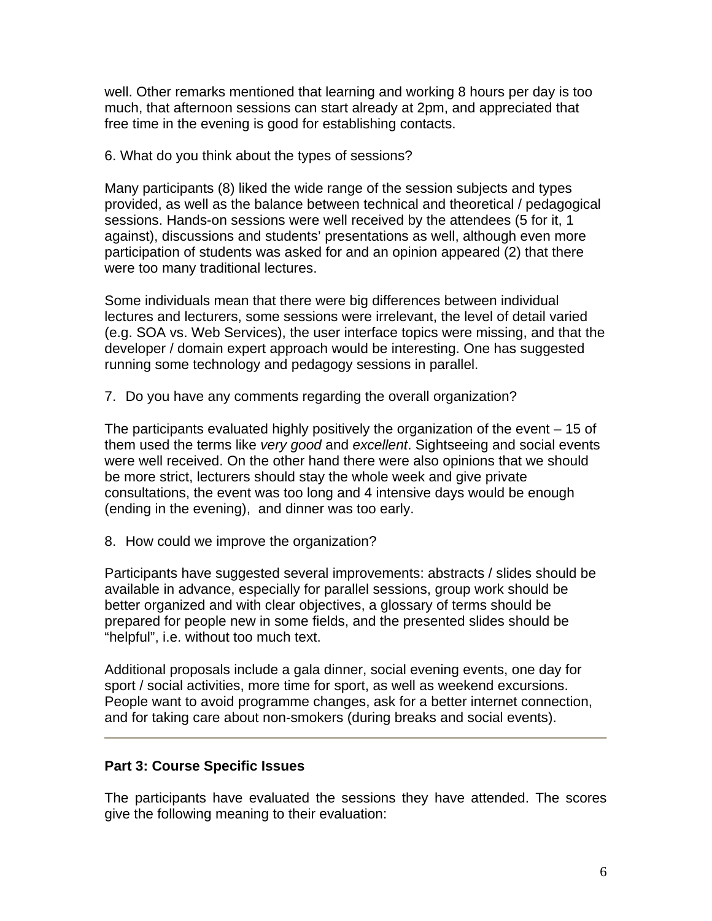well. Other remarks mentioned that learning and working 8 hours per day is too much, that afternoon sessions can start already at 2pm, and appreciated that free time in the evening is good for establishing contacts.

6. What do you think about the types of sessions?

Many participants (8) liked the wide range of the session subjects and types provided, as well as the balance between technical and theoretical / pedagogical sessions. Hands-on sessions were well received by the attendees (5 for it, 1 against), discussions and students' presentations as well, although even more participation of students was asked for and an opinion appeared (2) that there were too many traditional lectures.

Some individuals mean that there were big differences between individual lectures and lecturers, some sessions were irrelevant, the level of detail varied (e.g. SOA vs. Web Services), the user interface topics were missing, and that the developer / domain expert approach would be interesting. One has suggested running some technology and pedagogy sessions in parallel.

7. Do you have any comments regarding the overall organization?

The participants evaluated highly positively the organization of the event – 15 of them used the terms like *very good* and *excellent*. Sightseeing and social events were well received. On the other hand there were also opinions that we should be more strict, lecturers should stay the whole week and give private consultations, the event was too long and 4 intensive days would be enough (ending in the evening), and dinner was too early.

8. How could we improve the organization?

Participants have suggested several improvements: abstracts / slides should be available in advance, especially for parallel sessions, group work should be better organized and with clear objectives, a glossary of terms should be prepared for people new in some fields, and the presented slides should be "helpful", i.e. without too much text.

Additional proposals include a gala dinner, social evening events, one day for sport / social activities, more time for sport, as well as weekend excursions. People want to avoid programme changes, ask for a better internet connection, and for taking care about non-smokers (during breaks and social events).

---

**Part 3: Course Specific Issues**

The participants have evaluated the sessions they have attended. The scores give the following meaning to their evaluation: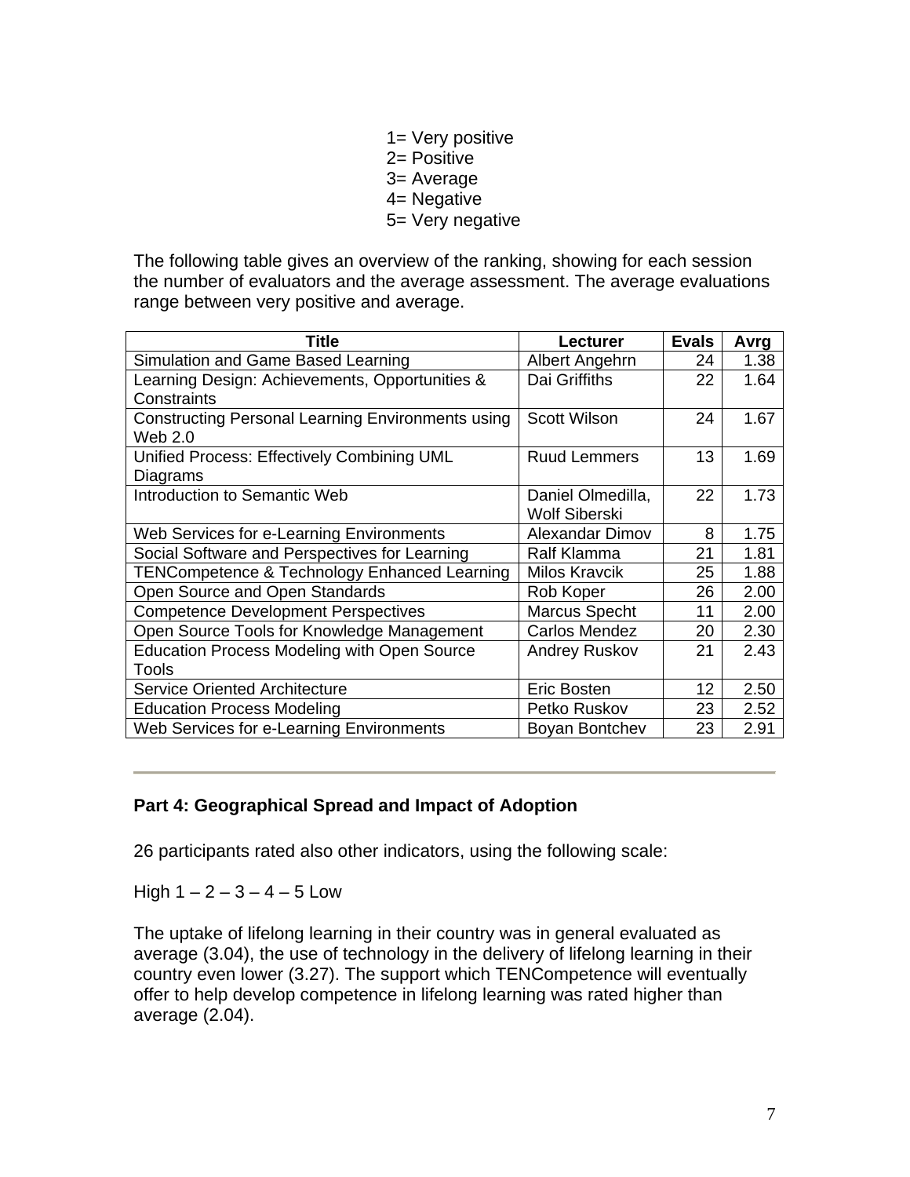1= Very positive
2= Positive
3= Average
4= Negative
5= Very negative

The following table gives an overview of the ranking, showing for each session the number of evaluators and the average assessment. The average evaluations range between very positive and average.

| Title | Lecturer | Evals | Avrg |
|---|---|---|---|
| Simulation and Game Based Learning | Albert Angehrn | 24 | 1.38 |
| Learning Design: Achievements, Opportunities & Constraints | Dai Griffiths | 22 | 1.64 |
| Constructing Personal Learning Environments using Web 2.0 | Scott Wilson | 24 | 1.67 |
| Unified Process: Effectively Combining UML Diagrams | Ruud Lemmers | 13 | 1.69 |
| Introduction to Semantic Web | Daniel Olmedilla, Wolf Siberski | 22 | 1.73 |
| Web Services for e-Learning Environments | Alexandar Dimov | 8 | 1.75 |
| Social Software and Perspectives for Learning | Ralf Klamma | 21 | 1.81 |
| TENCompetence & Technology Enhanced Learning | Milos Kravcik | 25 | 1.88 |
| Open Source and Open Standards | Rob Koper | 26 | 2.00 |
| Competence Development Perspectives | Marcus Specht | 11 | 2.00 |
| Open Source Tools for Knowledge Management | Carlos Mendez | 20 | 2.30 |
| Education Process Modeling with Open Source Tools | Andrey Ruskov | 21 | 2.43 |
| Service Oriented Architecture | Eric Bosten | 12 | 2.50 |
| Education Process Modeling | Petko Ruskov | 23 | 2.52 |
| Web Services for e-Learning Environments | Boyan Bontchev | 23 | 2.91 |

---

**Part 4: Geographical Spread and Impact of Adoption**

26 participants rated also other indicators, using the following scale:

High 1 – 2 – 3 – 4 – 5 Low

The uptake of lifelong learning in their country was in general evaluated as average (3.04), the use of technology in the delivery of lifelong learning in their country even lower (3.27). The support which TENCompetence will eventually offer to help develop competence in lifelong learning was rated higher than average (2.04).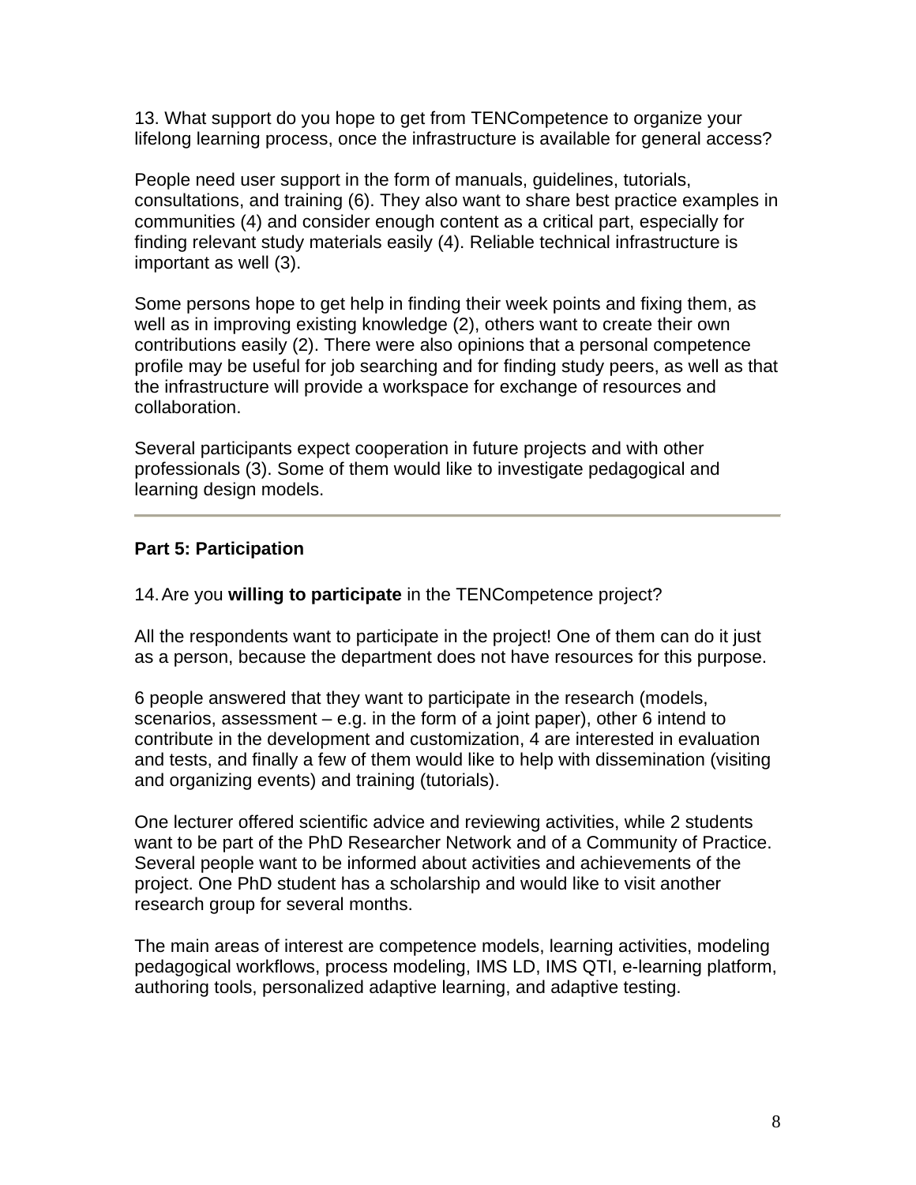13. What support do you hope to get from TENCompetence to organize your lifelong learning process, once the infrastructure is available for general access?

People need user support in the form of manuals, guidelines, tutorials, consultations, and training (6). They also want to share best practice examples in communities (4) and consider enough content as a critical part, especially for finding relevant study materials easily (4). Reliable technical infrastructure is important as well (3).

Some persons hope to get help in finding their week points and fixing them, as well as in improving existing knowledge (2), others want to create their own contributions easily (2). There were also opinions that a personal competence profile may be useful for job searching and for finding study peers, as well as that the infrastructure will provide a workspace for exchange of resources and collaboration.

Several participants expect cooperation in future projects and with other professionals (3). Some of them would like to investigate pedagogical and learning design models.

---

**Part 5: Participation**

14. Are you **willing to participate** in the TENCompetence project?

All the respondents want to participate in the project! One of them can do it just as a person, because the department does not have resources for this purpose.

6 people answered that they want to participate in the research (models, scenarios, assessment – e.g. in the form of a joint paper), other 6 intend to contribute in the development and customization, 4 are interested in evaluation and tests, and finally a few of them would like to help with dissemination (visiting and organizing events) and training (tutorials).

One lecturer offered scientific advice and reviewing activities, while 2 students want to be part of the PhD Researcher Network and of a Community of Practice. Several people want to be informed about activities and achievements of the project. One PhD student has a scholarship and would like to visit another research group for several months.

The main areas of interest are competence models, learning activities, modeling pedagogical workflows, process modeling, IMS LD, IMS QTI, e-learning platform, authoring tools, personalized adaptive learning, and adaptive testing.